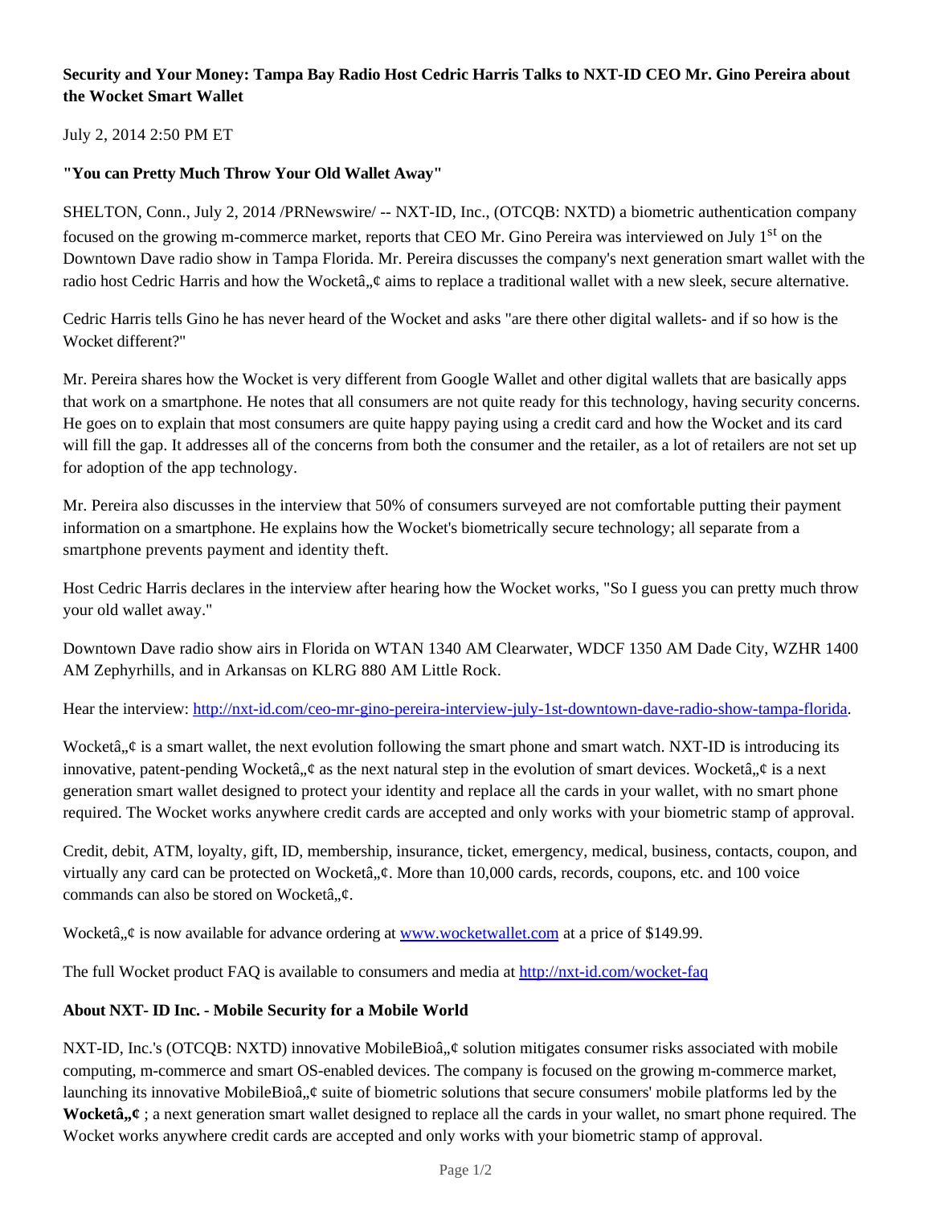**Security and Your Money: Tampa Bay Radio Host Cedric Harris Talks to NXT-ID CEO Mr. Gino Pereira about the Wocket Smart Wallet**

July 2, 2014 2:50 PM ET

**"You can Pretty Much Throw Your Old Wallet Away"**

SHELTON, Conn., July 2, 2014 /PRNewswire/ -- NXT-ID, Inc., (OTCQB: NXTD) a biometric authentication company focused on the growing m-commerce market, reports that CEO Mr. Gino Pereira was interviewed on July 1st on the Downtown Dave radio show in Tampa Florida. Mr. Pereira discusses the company's next generation smart wallet with the radio host Cedric Harris and how the Wocketâ„¢ aims to replace a traditional wallet with a new sleek, secure alternative.

Cedric Harris tells Gino he has never heard of the Wocket and asks "are there other digital wallets- and if so how is the Wocket different?"

Mr. Pereira shares how the Wocket is very different from Google Wallet and other digital wallets that are basically apps that work on a smartphone. He notes that all consumers are not quite ready for this technology, having security concerns. He goes on to explain that most consumers are quite happy paying using a credit card and how the Wocket and its card will fill the gap. It addresses all of the concerns from both the consumer and the retailer, as a lot of retailers are not set up for adoption of the app technology.

Mr. Pereira also discusses in the interview that 50% of consumers surveyed are not comfortable putting their payment information on a smartphone. He explains how the Wocket's biometrically secure technology; all separate from a smartphone prevents payment and identity theft.

Host Cedric Harris declares in the interview after hearing how the Wocket works, "So I guess you can pretty much throw your old wallet away."

Downtown Dave radio show airs in Florida on WTAN 1340 AM Clearwater, WDCF 1350 AM Dade City, WZHR 1400 AM Zephyrhills, and in Arkansas on KLRG 880 AM Little Rock.

Hear the interview: [http://nxt-id.com/ceo-mr-gino-pereira-interview-july-1st-downtown-dave-radio-show-tampa-florida](http://nxt-id.com/ceo-mr-gino-pereira-interview-july-1st-downtown-dave-radio-show-tampa-florida).

Wocketâ„¢ is a smart wallet, the next evolution following the smart phone and smart watch. NXT-ID is introducing its innovative, patent-pending Wocketâ„¢ as the next natural step in the evolution of smart devices. Wocketâ„¢ is a next generation smart wallet designed to protect your identity and replace all the cards in your wallet, with no smart phone required. The Wocket works anywhere credit cards are accepted and only works with your biometric stamp of approval.

Credit, debit, ATM, loyalty, gift, ID, membership, insurance, ticket, emergency, medical, business, contacts, coupon, and virtually any card can be protected on Wocketâ„¢. More than 10,000 cards, records, coupons, etc. and 100 voice commands can also be stored on Wocketâ„¢.

Wocketâ„¢ is now available for advance ordering at [www.wocketwallet.com](http://www.wocketwallet.com) at a price of $149.99.

The full Wocket product FAQ is available to consumers and media at [http://nxt-id.com/wocket-faq](http://nxt-id.com/wocket-faq)

**About NXT- ID Inc. - Mobile Security for a Mobile World**

NXT-ID, Inc.'s (OTCQB: NXTD) innovative MobileBioâ„¢ solution mitigates consumer risks associated with mobile computing, m-commerce and smart OS-enabled devices. The company is focused on the growing m-commerce market, launching its innovative MobileBioâ„¢ suite of biometric solutions that secure consumers' mobile platforms led by the **Wocketâ„¢** ; a next generation smart wallet designed to replace all the cards in your wallet, no smart phone required. The Wocket works anywhere credit cards are accepted and only works with your biometric stamp of approval.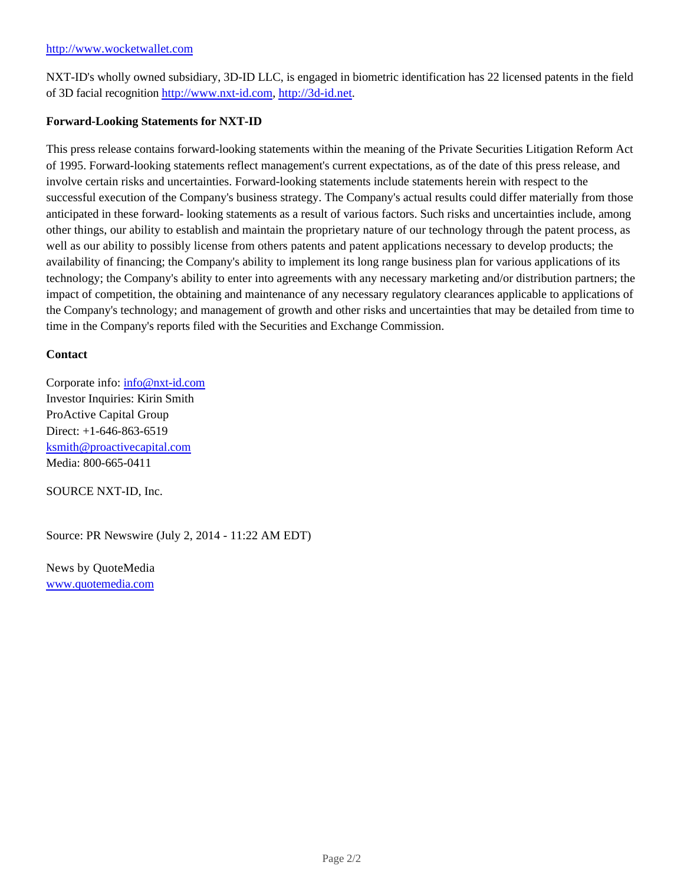http://www.wocketwallet.com

NXT-ID's wholly owned subsidiary, 3D-ID LLC, is engaged in biometric identification has 22 licensed patents in the field of 3D facial recognition http://www.nxt-id.com, http://3d-id.net.

**Forward-Looking Statements for NXT-ID**

This press release contains forward-looking statements within the meaning of the Private Securities Litigation Reform Act of 1995. Forward-looking statements reflect management's current expectations, as of the date of this press release, and involve certain risks and uncertainties. Forward-looking statements include statements herein with respect to the successful execution of the Company's business strategy. The Company's actual results could differ materially from those anticipated in these forward- looking statements as a result of various factors. Such risks and uncertainties include, among other things, our ability to establish and maintain the proprietary nature of our technology through the patent process, as well as our ability to possibly license from others patents and patent applications necessary to develop products; the availability of financing; the Company's ability to implement its long range business plan for various applications of its technology; the Company's ability to enter into agreements with any necessary marketing and/or distribution partners; the impact of competition, the obtaining and maintenance of any necessary regulatory clearances applicable to applications of the Company's technology; and management of growth and other risks and uncertainties that may be detailed from time to time in the Company's reports filed with the Securities and Exchange Commission.

**Contact**

Corporate info: info@nxt-id.com
Investor Inquiries: Kirin Smith
ProActive Capital Group
Direct: +1-646-863-6519
ksmith@proactivecapital.com
Media: 800-665-0411

SOURCE NXT-ID, Inc.

Source: PR Newswire (July 2, 2014 - 11:22 AM EDT)

News by QuoteMedia
www.quotemedia.com